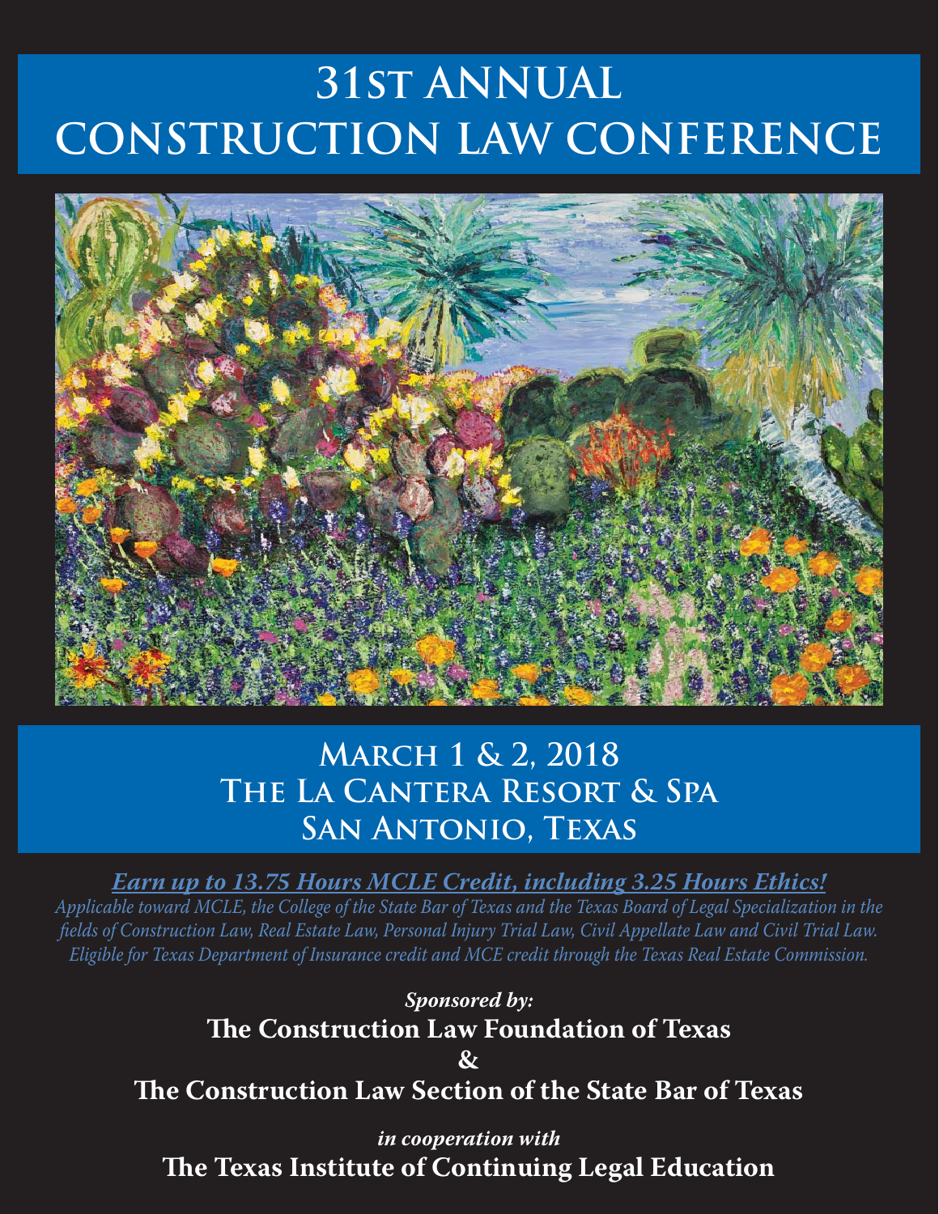# 31st ANNUAL CONSTRUCTION LAW CONFERENCE

## March 1 & 2, 2018
## The La Cantera Resort & Spa
## San Antonio, Texas

***Earn up to 13.75 Hours MCLE Credit, including 3.25 Hours Ethics!***

*Applicable toward MCLE, the College of the State Bar of Texas and the Texas Board of Legal Specialization in the fields of Construction Law, Real Estate Law, Personal Injury Trial Law, Civil Appellate Law and Civil Trial Law. Eligible for Texas Department of Insurance credit and MCE credit through the Texas Real Estate Commission.*

***Sponsored by:***

**The Construction Law Foundation of Texas**

**&**

**The Construction Law Section of the State Bar of Texas**

***in cooperation with***

**The Texas Institute of Continuing Legal Education**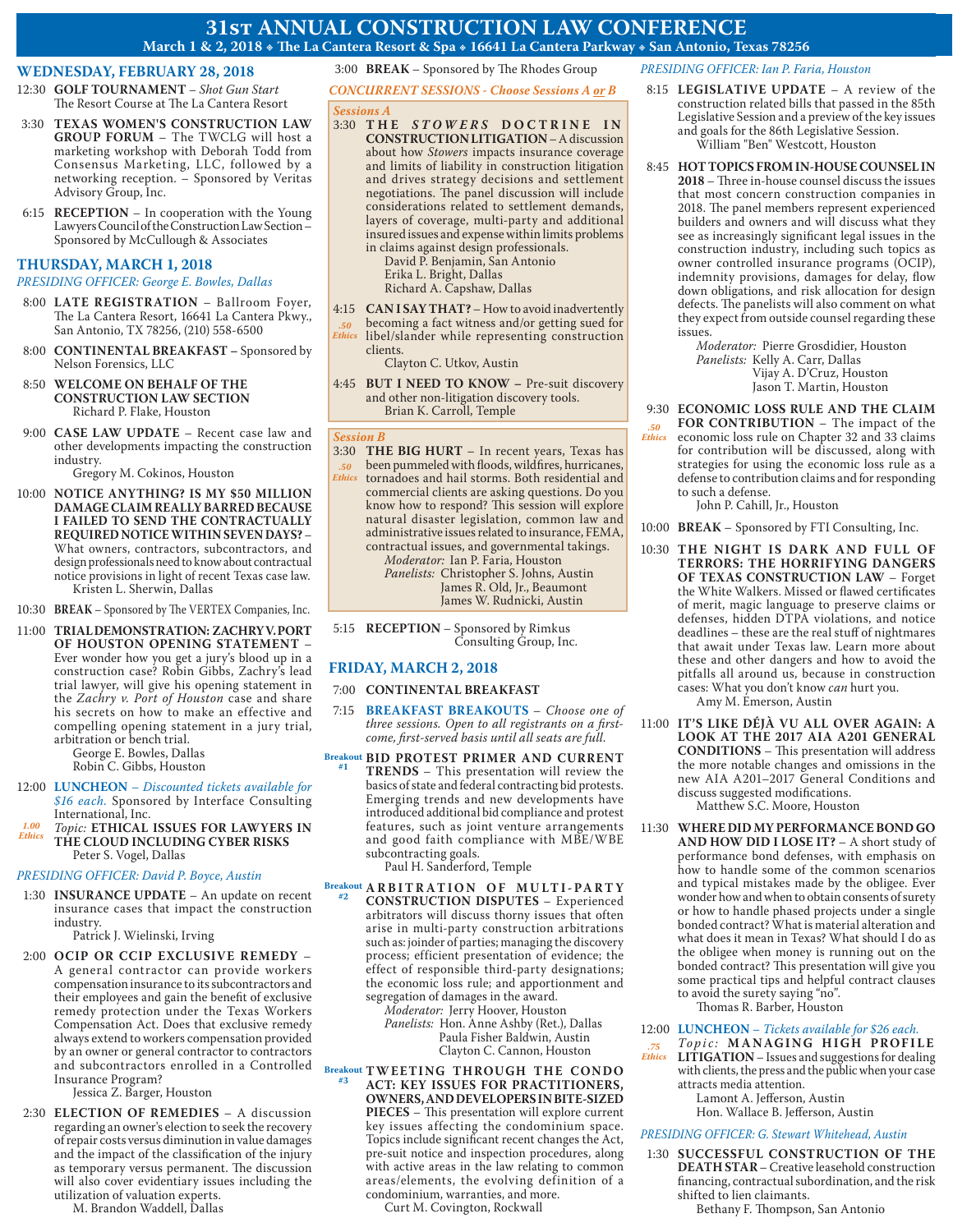# 31st ANNUAL CONSTRUCTION LAW CONFERENCE

**March 1 & 2, 2018 ❖ The La Cantera Resort & Spa ❖ 16641 La Cantera Parkway ❖ San Antonio, Texas 78256**

## WEDNESDAY, FEBRUARY 28, 2018

12:30 **GOLF TOURNAMENT** – *Shot Gun Start*
The Resort Course at The La Cantera Resort

3:30 **TEXAS WOMEN'S CONSTRUCTION LAW GROUP FORUM** – The TWCLG will host a marketing workshop with Deborah Todd from Consensus Marketing, LLC, followed by a networking reception. – Sponsored by Veritas Advisory Group, Inc.

6:15 **RECEPTION** – In cooperation with the Young Lawyers Council of the Construction Law Section – Sponsored by McCullough & Associates

## THURSDAY, MARCH 1, 2018

*PRESIDING OFFICER: George E. Bowles, Dallas*

8:00 **LATE REGISTRATION** – Ballroom Foyer, The La Cantera Resort, 16641 La Cantera Pkwy., San Antonio, TX 78256, (210) 558-6500

8:00 **CONTINENTAL BREAKFAST** – Sponsored by Nelson Forensics, LLC

8:50 **WELCOME ON BEHALF OF THE CONSTRUCTION LAW SECTION**
Richard P. Flake, Houston

9:00 **CASE LAW UPDATE** – Recent case law and other developments impacting the construction industry.
Gregory M. Cokinos, Houston

10:00 **NOTICE ANYTHING? IS MY $50 MILLION DAMAGE CLAIM REALLY BARRED BECAUSE I FAILED TO SEND THE CONTRACTUALLY REQUIRED NOTICE WITHIN SEVEN DAYS?** – What owners, contractors, subcontractors, and design professionals need to know about contractual notice provisions in light of recent Texas case law.
Kristen L. Sherwin, Dallas

10:30 **BREAK** – Sponsored by The VERTEX Companies, Inc.

11:00 **TRIAL DEMONSTRATION: ZACHRY V. PORT OF HOUSTON OPENING STATEMENT** – Ever wonder how you get a jury's blood up in a construction case? Robin Gibbs, Zachry's lead trial lawyer, will give his opening statement in the *Zachry v. Port of Houston* case and share his secrets on how to make an effective and compelling opening statement in a jury trial, arbitration or bench trial.
George E. Bowles, Dallas
Robin C. Gibbs, Houston

12:00 **LUNCHEON** – *Discounted tickets available for $16 each.* Sponsored by Interface Consulting International, Inc.
*1.00 Ethics* *Topic:* **ETHICAL ISSUES FOR LAWYERS IN THE CLOUD INCLUDING CYBER RISKS**
Peter S. Vogel, Dallas

*PRESIDING OFFICER: David P. Boyce, Austin*

1:30 **INSURANCE UPDATE** – An update on recent insurance cases that impact the construction industry.
Patrick J. Wielinski, Irving

2:00 **OCIP OR CCIP EXCLUSIVE REMEDY** – A general contractor can provide workers compensation insurance to its subcontractors and their employees and gain the benefit of exclusive remedy protection under the Texas Workers Compensation Act. Does that exclusive remedy always extend to workers compensation provided by an owner or general contractor to contractors and subcontractors enrolled in a Controlled Insurance Program?
Jessica Z. Barger, Houston

2:30 **ELECTION OF REMEDIES** – A discussion regarding an owner's election to seek the recovery of repair costs versus diminution in value damages and the impact of the classification of the injury as temporary versus permanent. The discussion will also cover evidentiary issues including the utilization of valuation experts.
M. Brandon Waddell, Dallas

3:00 **BREAK** – Sponsored by The Rhodes Group

*CONCURRENT SESSIONS - Choose Sessions A or B*

*Sessions A*

3:30 **THE *STOWERS* DOCTRINE IN CONSTRUCTION LITIGATION** – A discussion about how *Stowers* impacts insurance coverage and limits of liability in construction litigation and drives strategy decisions and settlement negotiations. The panel discussion will include considerations related to settlement demands, layers of coverage, multi-party and additional insured issues and expense within limits problems in claims against design professionals.
David P. Benjamin, San Antonio
Erika L. Bright, Dallas
Richard A. Capshaw, Dallas

4:15 *.50 Ethics* **CAN I SAY THAT?** – How to avoid inadvertently becoming a fact witness and/or getting sued for libel/slander while representing construction clients.
Clayton C. Utkov, Austin

4:45 **BUT I NEED TO KNOW** – Pre-suit discovery and other non-litigation discovery tools.
Brian K. Carroll, Temple

*Session B*

3:30 *.50 Ethics* **THE BIG HURT** – In recent years, Texas has been pummeled with floods, wildfires, hurricanes, tornadoes and hail storms. Both residential and commercial clients are asking questions. Do you know how to respond? This session will explore natural disaster legislation, common law and administrative issues related to insurance, FEMA, contractual issues, and governmental takings.
*Moderator:* Ian P. Faria, Houston
*Panelists:* Christopher S. Johns, Austin
James R. Old, Jr., Beaumont
James W. Rudnicki, Austin

5:15 **RECEPTION** – Sponsored by Rimkus Consulting Group, Inc.

## FRIDAY, MARCH 2, 2018

7:00 **CONTINENTAL BREAKFAST**

7:15 **BREAKFAST BREAKOUTS** – *Choose one of three sessions. Open to all registrants on a first-come, first-served basis until all seats are full.*

Breakout #1 **BID PROTEST PRIMER AND CURRENT TRENDS** – This presentation will review the basics of state and federal contracting bid protests. Emerging trends and new developments have introduced additional bid compliance and protest features, such as joint venture arrangements and good faith compliance with MBE/WBE subcontracting goals.
Paul H. Sanderford, Temple

Breakout #2 **ARBITRATION OF MULTI-PARTY CONSTRUCTION DISPUTES** – Experienced arbitrators will discuss thorny issues that often arise in multi-party construction arbitrations such as: joinder of parties; managing the discovery process; efficient presentation of evidence; the effect of responsible third-party designations; the economic loss rule; and apportionment and segregation of damages in the award.
*Moderator:* Jerry Hoover, Houston
*Panelists:* Hon. Anne Ashby (Ret.), Dallas
Paula Fisher Baldwin, Austin
Clayton C. Cannon, Houston

Breakout #3 **TWEETING THROUGH THE CONDO ACT: KEY ISSUES FOR PRACTITIONERS, OWNERS, AND DEVELOPERS IN BITE-SIZED PIECES** – This presentation will explore current key issues affecting the condominium space. Topics include significant recent changes the Act, pre-suit notice and inspection procedures, along with active areas in the law relating to common areas/elements, the evolving definition of a condominium, warranties, and more.
Curt M. Covington, Rockwall

*PRESIDING OFFICER: Ian P. Faria, Houston*

8:15 **LEGISLATIVE UPDATE** – A review of the construction related bills that passed in the 85th Legislative Session and a preview of the key issues and goals for the 86th Legislative Session.
William "Ben" Westcott, Houston

8:45 **HOT TOPICS FROM IN-HOUSE COUNSEL IN 2018** – Three in-house counsel discuss the issues that most concern construction companies in 2018. The panel members represent experienced builders and owners and will discuss what they see as increasingly significant legal issues in the construction industry, including such topics as owner controlled insurance programs (OCIP), indemnity provisions, damages for delay, flow down obligations, and risk allocation for design defects. The panelists will also comment on what they expect from outside counsel regarding these issues.
*Moderator:* Pierre Grosdidier, Houston
*Panelists:* Kelly A. Carr, Dallas
Vijay A. D'Cruz, Houston
Jason T. Martin, Houston

9:30 *.50 Ethics* **ECONOMIC LOSS RULE AND THE CLAIM FOR CONTRIBUTION** – The impact of the economic loss rule on Chapter 32 and 33 claims for contribution will be discussed, along with strategies for using the economic loss rule as a defense to contribution claims and for responding to such a defense.
John P. Cahill, Jr., Houston

10:00 **BREAK** – Sponsored by FTI Consulting, Inc.

10:30 **THE NIGHT IS DARK AND FULL OF TERRORS: THE HORRIFYING DANGERS OF TEXAS CONSTRUCTION LAW** – Forget the White Walkers. Missed or flawed certificates of merit, magic language to preserve claims or defenses, hidden DTPA violations, and notice deadlines – these are the real stuff of nightmares that await under Texas law. Learn more about these and other dangers and how to avoid the pitfalls all around us, because in construction cases: What you don't know *can* hurt you.
Amy M. Emerson, Austin

11:00 **IT'S LIKE DÉJÀ VU ALL OVER AGAIN: A LOOK AT THE 2017 AIA A201 GENERAL CONDITIONS** – This presentation will address the more notable changes and omissions in the new AIA A201–2017 General Conditions and discuss suggested modifications.
Matthew S.C. Moore, Houston

11:30 **WHERE DID MY PERFORMANCE BOND GO AND HOW DID I LOSE IT?** – A short study of performance bond defenses, with emphasis on how to handle some of the common scenarios and typical mistakes made by the obligee. Ever wonder how and when to obtain consents of surety or how to handle phased projects under a single bonded contract? What is material alteration and what does it mean in Texas? What should I do as the obligee when money is running out on the bonded contract? This presentation will give you some practical tips and helpful contract clauses to avoid the surety saying "no".
Thomas R. Barber, Houston

12:00 **LUNCHEON** – *Tickets available for $26 each.*
*.75 Ethics* *Topic:* **MANAGING HIGH PROFILE LITIGATION** – Issues and suggestions for dealing with clients, the press and the public when your case attracts media attention.
Lamont A. Jefferson, Austin
Hon. Wallace B. Jefferson, Austin

*PRESIDING OFFICER: G. Stewart Whitehead, Austin*

1:30 **SUCCESSFUL CONSTRUCTION OF THE DEATH STAR** – Creative leasehold construction financing, contractual subordination, and the risk shifted to lien claimants.
Bethany F. Thompson, San Antonio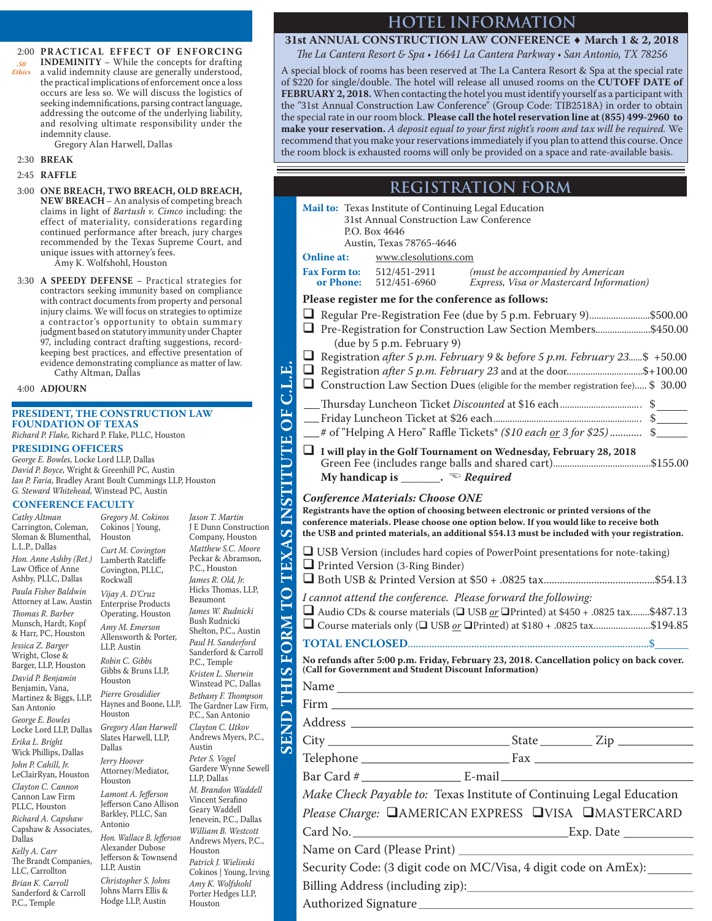2:00 **PRACTICAL EFFECT OF ENFORCING INDEMNITY** – While the concepts for drafting a valid indemnity clause are generally understood, the practical implications of enforcement once a loss occurs are less so. We will discuss the logistics of seeking indemnifications, parsing contract language, addressing the outcome of the underlying liability, and resolving ultimate responsibility under the indemnity clause.
*.50 Ethics*
Gregory Alan Harwell, Dallas

2:30 **BREAK**

2:45 **RAFFLE**

3:00 **ONE BREACH, TWO BREACH, OLD BREACH, NEW BREACH** – An analysis of competing breach claims in light of *Bartush v. Cimco* including: the effect of materiality, considerations regarding continued performance after breach, jury charges recommended by the Texas Supreme Court, and unique issues with attorney's fees.
Amy K. Wolfshohl, Houston

3:30 **A SPEEDY DEFENSE** – Practical strategies for contractors seeking immunity based on compliance with contract documents from property and personal injury claims. We will focus on strategies to optimize a contractor's opportunity to obtain summary judgment based on statutory immunity under Chapter 97, including contract drafting suggestions, record-keeping best practices, and effective presentation of evidence demonstrating compliance as matter of law.
Cathy Altman, Dallas

4:00 **ADJOURN**

## PRESIDENT, THE CONSTRUCTION LAW FOUNDATION OF TEXAS

*Richard P. Flake,* Richard P. Flake, PLLC, Houston

## PRESIDING OFFICERS

*George E. Bowles,* Locke Lord LLP, Dallas
*David P. Boyce,* Wright & Greenhill PC, Austin
*Ian P. Faria,* Bradley Arant Boult Cummings LLP, Houston
*G. Steward Whitehead,* Winstead PC, Austin

## CONFERENCE FACULTY

*Cathy Altman* Carrington, Coleman, Sloman & Blumenthal, L.L.P., Dallas
*Hon. Anne Ashby (Ret.)* Law Office of Anne Ashby, PLLC, Dallas
*Paula Fisher Baldwin* Attorney at Law, Austin
*Thomas R. Barber* Munsch, Hardt, Kopf & Harr, PC, Houston
*Jessica Z. Barger* Wright, Close & Barger, LLP, Houston
*David P. Benjamin* Benjamin, Vana, Martinez & Biggs, LLP, San Antonio
*George E. Bowles* Locke Lord LLP, Dallas
*Erika L. Bright* Wick Phillips, Dallas
*John P. Cahill, Jr.* LeClairRyan, Houston
*Clayton C. Cannon* Cannon Law Firm PLLC, Houston
*Richard A. Capshaw* Capshaw & Associates, Dallas
*Kelly A. Carr* The Brandt Companies, LLC, Carrollton
*Brian K. Carroll* Sanderford & Carroll P.C., Temple
*Gregory M. Cokinos* Cokinos | Young, Houston
*Curt M. Covington* Lamberth Ratcliffe Covington, PLLC, Rockwall
*Vijay A. D'Cruz* Enterprise Products Operating, Houston
*Amy M. Emerson* Allensworth & Porter, LLP, Austin
*Robin C. Gibbs* Gibbs & Bruns LLP, Houston
*Pierre Grosdidier* Haynes and Boone, LLP, Houston
*Gregory Alan Harwell* Slates Harwell, LLP, Dallas
*Jerry Hoover* Attorney/Mediator, Houston
*Lamont A. Jefferson* Jefferson Cano Allison Barkley, PLLC, San Antonio
*Hon. Wallace B. Jefferson* Alexander Dubose Jefferson & Townsend LLP, Austin
*Christopher S. Johns* Johns Marrs Ellis & Hodge LLP, Austin
*Jason T. Martin* J E Dunn Construction Company, Houston
*Matthew S.C. Moore* Peckar & Abramson, P.C., Houston
*James R. Old, Jr.* Hicks Thomas, LLP, Beaumont
*James W. Rudnicki* Bush Rudnicki Shelton, P.C., Austin
*Paul H. Sanderford* Sanderford & Carroll P.C., Temple
*Kristen L. Sherwin* Winstead PC, Dallas
*Bethany F. Thompson* The Gardner Law Firm, P.C., San Antonio
*Clayton C. Utkov* Andrews Myers, P.C., Austin
*Peter S. Vogel* Gardere Wynne Sewell LLP, Dallas
*M. Brandon Waddell* Vincent Serafino Geary Waddell Jenevein, P.C., Dallas
*William B. Westcott* Andrews Myers, P.C., Houston
*Patrick J. Wielinski* Cokinos | Young, Irving
*Amy K. Wolfshohl* Porter Hedges LLP, Houston

# HOTEL INFORMATION

**31st ANNUAL CONSTRUCTION LAW CONFERENCE ♦ March 1 & 2, 2018**
*The La Cantera Resort & Spa • 16641 La Cantera Parkway • San Antonio, TX 78256*

A special block of rooms has been reserved at The La Cantera Resort & Spa at the special rate of $220 for single/double. The hotel will release all unused rooms on the **CUTOFF DATE of FEBRUARY 2, 2018.** When contacting the hotel you must identify yourself as a participant with the "31st Annual Construction Law Conference" (Group Code: TIB2518A) in order to obtain the special rate in our room block. **Please call the hotel reservation line at (855) 499-2960 to make your reservation.** *A deposit equal to your first night's room and tax will be required.* We recommend that you make your reservations immediately if you plan to attend this course. Once the room block is exhausted rooms will only be provided on a space and rate-available basis.

# REGISTRATION FORM

**SEND THIS FORM TO TEXAS INSTITUTE OF C.L.E.**

**Mail to:** Texas Institute of Continuing Legal Education
31st Annual Construction Law Conference
P.O. Box 4646
Austin, Texas 78765-4646

**Online at:** www.clesolutions.com

**Fax Form to:** 512/451-2911 **or Phone:** 512/451-6960 *(must be accompanied by American Express, Visa or Mastercard Information)*

**Please register me for the conference as follows:**

- ❑ Regular Pre-Registration Fee (due by 5 p.m. February 9) .......... $500.00
- ❑ Pre-Registration for Construction Law Section Members (due by 5 p.m. February 9) .......... $450.00
- ❑ Registration *after 5 p.m. February 9* & *before 5 p.m. February 23* ...... $ +50.00
- ❑ Registration *after 5 p.m. February 23* and at the door .......... $+100.00
- ❑ Construction Law Section Dues (eligible for the member registration fee) ..... $ 30.00

___Thursday Luncheon Ticket *Discounted* at $16 each .......... $______
___Friday Luncheon Ticket at $26 each .......... $______
___# of "Helping A Hero" Raffle Tickets* *($10 each or 3 for $25)* .......... $______

❑ **I will play in the Golf Tournament on Wednesday, February 28, 2018**
Green Fee (includes range balls and shared cart) .......... $155.00
**My handicap is ______.** ☜ ***Required***

*Conference Materials: Choose ONE*

**Registrants have the option of choosing between electronic or printed versions of the conference materials. Please choose one option below. If you would like to receive both the USB and printed materials, an additional $54.13 must be included with your registration.**

- ❑ USB Version (includes hard copies of PowerPoint presentations for note-taking)
- ❑ Printed Version (3-Ring Binder)
- ❑ Both USB & Printed Version at $50 + .0825 tax .......... $54.13

*I cannot attend the conference. Please forward the following:*

- ❑ Audio CDs & course materials (❑ USB *or* ❑Printed) at $450 + .0825 tax ........ $487.13
- ❑ Course materials only (❑ USB *or* ❑Printed) at $180 + .0825 tax .......... $194.85

**TOTAL ENCLOSED** .......... $______

**No refunds after 5:00 p.m. Friday, February 23, 2018. Cancellation policy on back cover. (Call for Government and Student Discount Information)**

Name ____________________
Firm ____________________
Address ____________________
City ______________ State ________ Zip ________
Telephone ______________ Fax ______________
Bar Card # ______________ E-mail ______________

*Make Check Payable to:* Texas Institute of Continuing Legal Education

*Please Charge:* ❑AMERICAN EXPRESS ❑VISA ❑MASTERCARD

Card No. ______________ Exp. Date ________
Name on Card (Please Print) ____________________
Security Code: (3 digit code on MC/Visa, 4 digit code on AmEx): ________
Billing Address (including zip): ____________________
Authorized Signature ____________________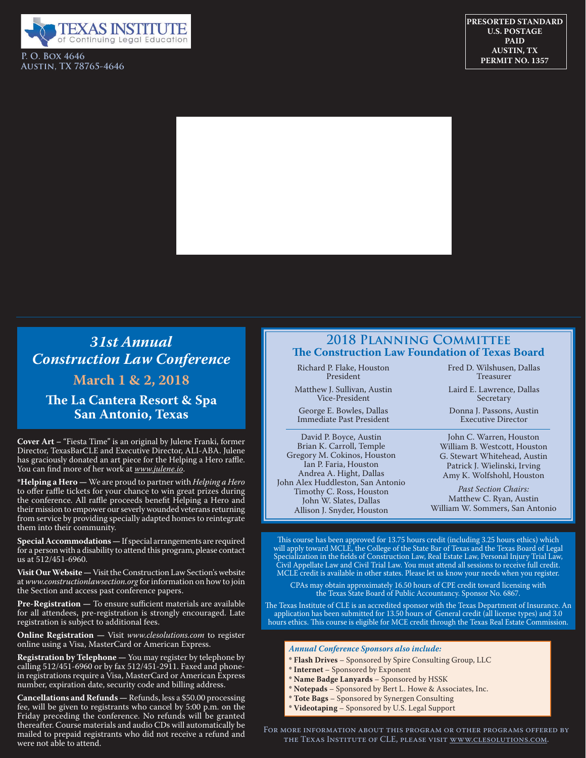TEXAS INSTITUTE of Continuing Legal Education

P. O. Box 4646
Austin, TX 78765-4646

PRESORTED STANDARD
U.S. POSTAGE
PAID
AUSTIN, TX
PERMIT NO. 1357

## *31st Annual Construction Law Conference*

### March 1 & 2, 2018

### The La Cantera Resort & Spa
### San Antonio, Texas

**Cover Art** – "Fiesta Time" is an original by Julene Franki, former Director, TexasBarCLE and Executive Director, ALI-ABA. Julene has graciously donated an art piece for the Helping a Hero raffle. You can find more of her work at *www.julene.io*.

**\*Helping a Hero —** We are proud to partner with *Helping a Hero* to offer raffle tickets for your chance to win great prizes during the conference. All raffle proceeds benefit Helping a Hero and their mission to empower our severly wounded veterans returning from service by providing specially adapted homes to reintegrate them into their community.

**Special Accommodations —** If special arrangements are required for a person with a disability to attend this program, please contact us at 512/451-6960.

**Visit Our Website —** Visit the Construction Law Section's website at *www.constructionlawsection.org* for information on how to join the Section and access past conference papers.

**Pre-Registration —** To ensure sufficient materials are available for all attendees, pre-registration is strongly encouraged. Late registration is subject to additional fees.

**Online Registration —** Visit *www.clesolutions.com* to register online using a Visa, MasterCard or American Express.

**Registration by Telephone —** You may register by telephone by calling 512/451-6960 or by fax 512/451-2911. Faxed and phone-in registrations require a Visa, MasterCard or American Express number, expiration date, security code and billing address.

**Cancellations and Refunds —** Refunds, less a $50.00 processing fee, will be given to registrants who cancel by 5:00 p.m. on the Friday preceding the conference. No refunds will be granted thereafter. Course materials and audio CDs will automatically be mailed to prepaid registrants who did not receive a refund and were not able to attend.

## 2018 Planning Committee
### The Construction Law Foundation of Texas Board

Richard P. Flake, Houston
President

Matthew J. Sullivan, Austin
Vice-President

George E. Bowles, Dallas
Immediate Past President

Fred D. Wilshusen, Dallas
Treasurer

Laird E. Lawrence, Dallas
Secretary

Donna J. Passons, Austin
Executive Director

David P. Boyce, Austin
Brian K. Carroll, Temple
Gregory M. Cokinos, Houston
Ian P. Faria, Houston
Andrea A. Hight, Dallas
John Alex Huddleston, San Antonio
Timothy C. Ross, Houston
John W. Slates, Dallas
Allison J. Snyder, Houston

John C. Warren, Houston
William B. Westcott, Houston
G. Stewart Whitehead, Austin
Patrick J. Wielinski, Irving
Amy K. Wolfshohl, Houston

*Past Section Chairs:*
Matthew C. Ryan, Austin
William W. Sommers, San Antonio

This course has been approved for 13.75 hours credit (including 3.25 hours ethics) which will apply toward MCLE, the College of the State Bar of Texas and the Texas Board of Legal Specialization in the fields of Construction Law, Real Estate Law, Personal Injury Trial Law, Civil Appellate Law and Civil Trial Law. You must attend all sessions to receive full credit. MCLE credit is available in other states. Please let us know your needs when you register.

CPAs may obtain approximately 16.50 hours of CPE credit toward licensing with the Texas State Board of Public Accountancy. Sponsor No. 6867.

The Texas Institute of CLE is an accredited sponsor with the Texas Department of Insurance. An application has been submitted for 13.50 hours of General credit (all license types) and 3.0 hours ethics. This course is eligible for MCE credit through the Texas Real Estate Commission.

***Annual Conference Sponsors also include:***

* **Flash Drives** – Sponsored by Spire Consulting Group, LLC
* **Internet** – Sponsored by Exponent
* **Name Badge Lanyards** – Sponsored by HSSK
* **Notepads** – Sponsored by Bert L. Howe & Associates, Inc.
* **Tote Bags** – Sponsored by Synergen Consulting
* **Videotaping** – Sponsored by U.S. Legal Support

For more information about this program or other programs offered by the Texas Institute of CLE, please visit www.clesolutions.com.